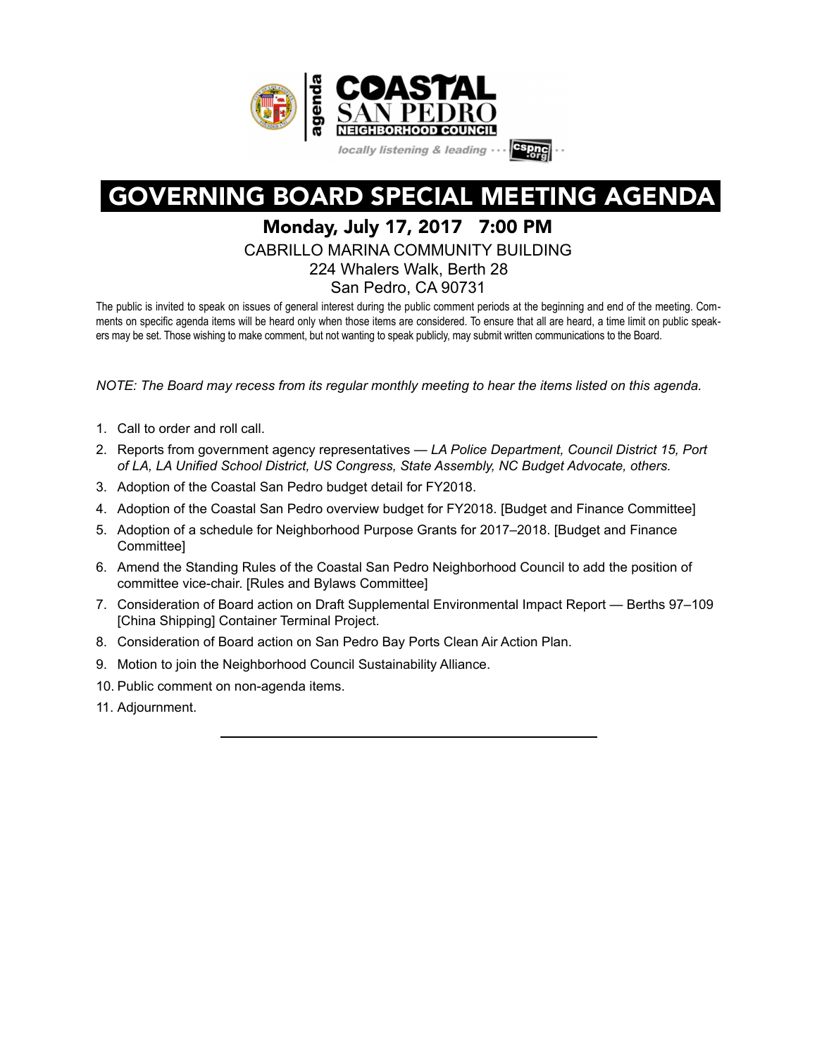agenda

**COASTAL SAN PEDRO NEIGHBORHOOD COUNCIL**

*locally listening & leading ··· cspnc.org ··*

# GOVERNING BOARD SPECIAL MEETING AGENDA

## Monday, July 17, 2017   7:00 PM

CABRILLO MARINA COMMUNITY BUILDING
224 Whalers Walk, Berth 28
San Pedro, CA 90731

The public is invited to speak on issues of general interest during the public comment periods at the beginning and end of the meeting. Comments on specific agenda items will be heard only when those items are considered. To ensure that all are heard, a time limit on public speakers may be set. Those wishing to make comment, but not wanting to speak publicly, may submit written communications to the Board.

*NOTE: The Board may recess from its regular monthly meeting to hear the items listed on this agenda.*

1. Call to order and roll call.
2. Reports from government agency representatives — *LA Police Department, Council District 15, Port of LA, LA Unified School District, US Congress, State Assembly, NC Budget Advocate, others.*
3. Adoption of the Coastal San Pedro budget detail for FY2018.
4. Adoption of the Coastal San Pedro overview budget for FY2018. [Budget and Finance Committee]
5. Adoption of a schedule for Neighborhood Purpose Grants for 2017–2018. [Budget and Finance Committee]
6. Amend the Standing Rules of the Coastal San Pedro Neighborhood Council to add the position of committee vice-chair. [Rules and Bylaws Committee]
7. Consideration of Board action on Draft Supplemental Environmental Impact Report — Berths 97–109 [China Shipping] Container Terminal Project.
8. Consideration of Board action on San Pedro Bay Ports Clean Air Action Plan.
9. Motion to join the Neighborhood Council Sustainability Alliance.
10. Public comment on non-agenda items.
11. Adjournment.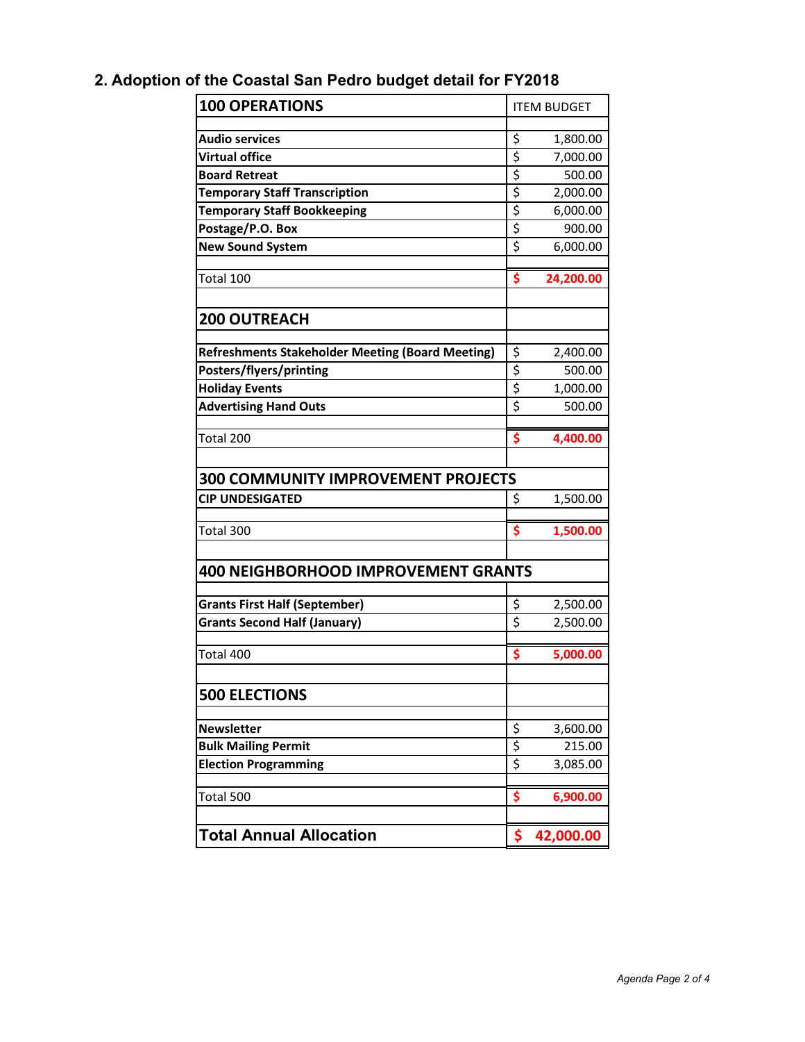## 2. Adoption of the Coastal San Pedro budget detail for FY2018

| **100 OPERATIONS** | ITEM BUDGET |
|---|---|
| **Audio services** | $ 1,800.00 |
| **Virtual office** | $ 7,000.00 |
| **Board Retreat** | $ 500.00 |
| **Temporary Staff Transcription** | $ 2,000.00 |
| **Temporary Staff Bookkeeping** | $ 6,000.00 |
| **Postage/P.O. Box** | $ 900.00 |
| **New Sound System** | $ 6,000.00 |
| Total 100 | **$ 24,200.00** |
| | |
| **200 OUTREACH** | |
| **Refreshments Stakeholder Meeting (Board Meeting)** | $ 2,400.00 |
| **Posters/flyers/printing** | $ 500.00 |
| **Holiday Events** | $ 1,000.00 |
| **Advertising Hand Outs** | $ 500.00 |
| Total 200 | **$ 4,400.00** |
| | |
| **300 COMMUNITY IMPROVEMENT PROJECTS** | |
| **CIP UNDESIGATED** | $ 1,500.00 |
| Total 300 | **$ 1,500.00** |
| | |
| **400 NEIGHBORHOOD IMPROVEMENT GRANTS** | |
| **Grants First Half (September)** | $ 2,500.00 |
| **Grants Second Half (January)** | $ 2,500.00 |
| Total 400 | **$ 5,000.00** |
| | |
| **500 ELECTIONS** | |
| **Newsletter** | $ 3,600.00 |
| **Bulk Mailing Permit** | $ 215.00 |
| **Election Programming** | $ 3,085.00 |
| Total 500 | **$ 6,900.00** |
| | |
| **Total Annual Allocation** | **$ 42,000.00** |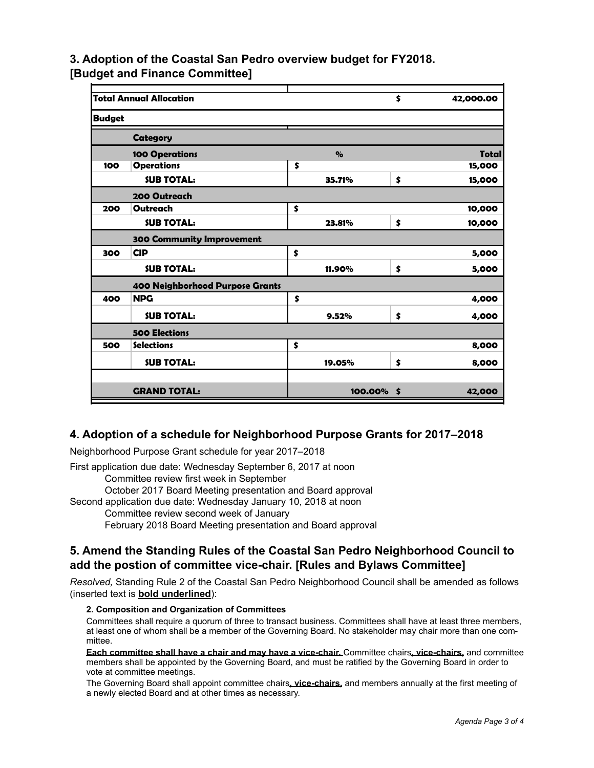## 3. Adoption of the Coastal San Pedro overview budget for FY2018. [Budget and Finance Committee]

| | | | |
|---|---|---|---|
| **Total Annual Allocation** | | | **$ 42,000.00** |
| **Budget** | | | |
| | **Category** | | |
| | **100 Operations** | **%** | **Total** |
| **100** | **Operations** | **$** | **15,000** |
| | **SUB TOTAL:** | **35.71%** | **$ 15,000** |
| | **200 Outreach** | | |
| **200** | **Outreach** | **$** | **10,000** |
| | **SUB TOTAL:** | **23.81%** | **$ 10,000** |
| | **300 Community Improvement** | | |
| **300** | **CIP** | **$** | **5,000** |
| | **SUB TOTAL:** | **11.90%** | **$ 5,000** |
| | **400 Neighborhood Purpose Grants** | | |
| **400** | **NPG** | **$** | **4,000** |
| | **SUB TOTAL:** | **9.52%** | **$ 4,000** |
| | **500 Elections** | | |
| **500** | **Selections** | **$** | **8,000** |
| | **SUB TOTAL:** | **19.05%** | **$ 8,000** |
| | **GRAND TOTAL:** | **100.00%** | **$ 42,000** |

## 4. Adoption of a schedule for Neighborhood Purpose Grants for 2017–2018

Neighborhood Purpose Grant schedule for year 2017–2018

First application due date: Wednesday September 6, 2017 at noon
- Committee review first week in September
- October 2017 Board Meeting presentation and Board approval

Second application due date: Wednesday January 10, 2018 at noon
- Committee review second week of January
- February 2018 Board Meeting presentation and Board approval

## 5. Amend the Standing Rules of the Coastal San Pedro Neighborhood Council to add the postion of committee vice-chair. [Rules and Bylaws Committee]

*Resolved,* Standing Rule 2 of the Coastal San Pedro Neighborhood Council shall be amended as follows (inserted text is **<u>bold underlined</u>**):

**2. Composition and Organization of Committees**

Committees shall require a quorum of three to transact business. Committees shall have at least three members, at least one of whom shall be a member of the Governing Board. No stakeholder may chair more than one committee.

**<u>Each committee shall have a chair and may have a vice-chair.</u>** Committee chairs**<u>, vice-chairs,</u>** and committee members shall be appointed by the Governing Board, and must be ratified by the Governing Board in order to vote at committee meetings.

The Governing Board shall appoint committee chairs**<u>, vice-chairs,</u>** and members annually at the first meeting of a newly elected Board and at other times as necessary.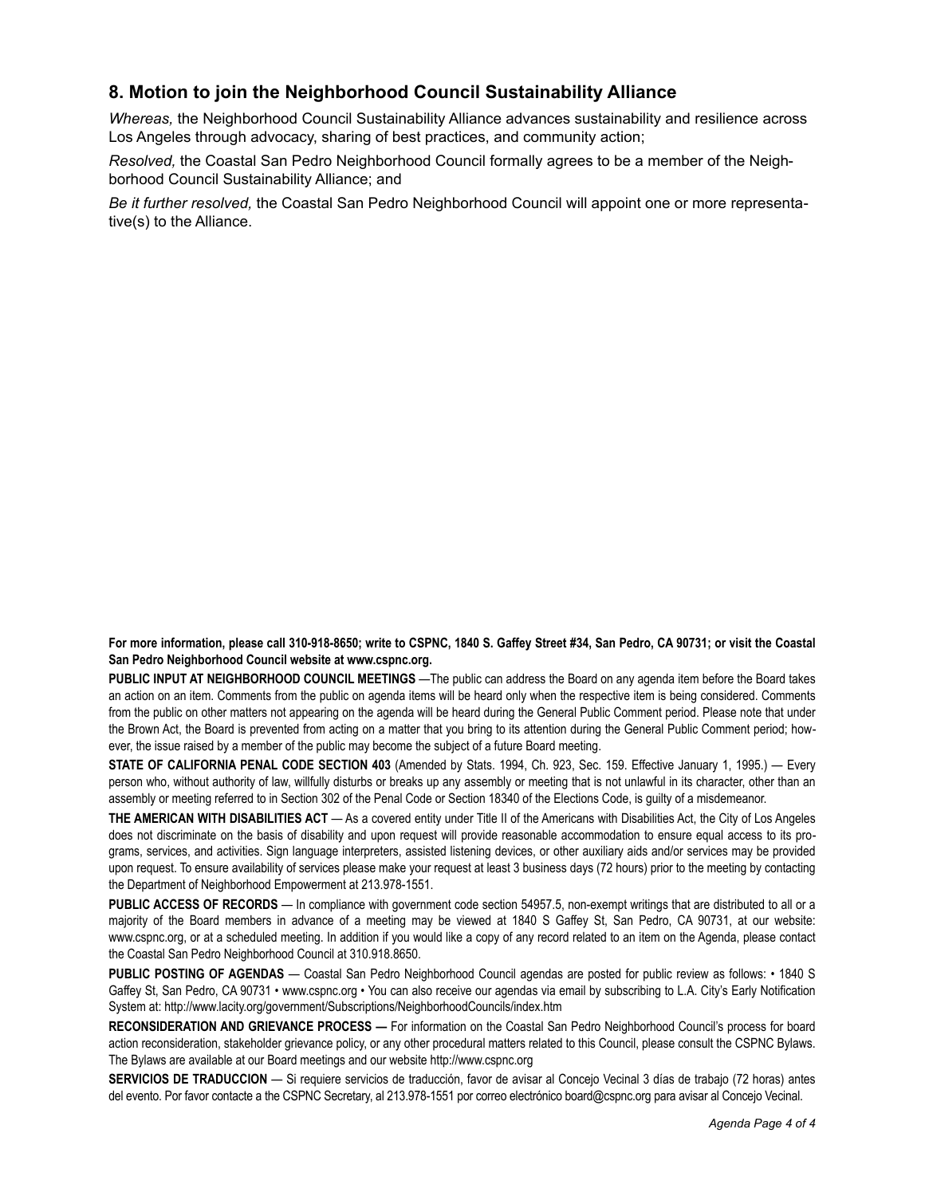## 8. Motion to join the Neighborhood Council Sustainability Alliance

*Whereas,* the Neighborhood Council Sustainability Alliance advances sustainability and resilience across Los Angeles through advocacy, sharing of best practices, and community action;

*Resolved,* the Coastal San Pedro Neighborhood Council formally agrees to be a member of the Neighborhood Council Sustainability Alliance; and

*Be it further resolved,* the Coastal San Pedro Neighborhood Council will appoint one or more representative(s) to the Alliance.

**For more information, please call 310-918-8650; write to CSPNC, 1840 S. Gaffey Street #34, San Pedro, CA 90731; or visit the Coastal San Pedro Neighborhood Council website at www.cspnc.org.**

**PUBLIC INPUT AT NEIGHBORHOOD COUNCIL MEETINGS** —The public can address the Board on any agenda item before the Board takes an action on an item. Comments from the public on agenda items will be heard only when the respective item is being considered. Comments from the public on other matters not appearing on the agenda will be heard during the General Public Comment period. Please note that under the Brown Act, the Board is prevented from acting on a matter that you bring to its attention during the General Public Comment period; however, the issue raised by a member of the public may become the subject of a future Board meeting.

**STATE OF CALIFORNIA PENAL CODE SECTION 403** (Amended by Stats. 1994, Ch. 923, Sec. 159. Effective January 1, 1995.) — Every person who, without authority of law, willfully disturbs or breaks up any assembly or meeting that is not unlawful in its character, other than an assembly or meeting referred to in Section 302 of the Penal Code or Section 18340 of the Elections Code, is guilty of a misdemeanor.

**THE AMERICAN WITH DISABILITIES ACT** — As a covered entity under Title II of the Americans with Disabilities Act, the City of Los Angeles does not discriminate on the basis of disability and upon request will provide reasonable accommodation to ensure equal access to its programs, services, and activities. Sign language interpreters, assisted listening devices, or other auxiliary aids and/or services may be provided upon request. To ensure availability of services please make your request at least 3 business days (72 hours) prior to the meeting by contacting the Department of Neighborhood Empowerment at 213.978-1551.

**PUBLIC ACCESS OF RECORDS** — In compliance with government code section 54957.5, non-exempt writings that are distributed to all or a majority of the Board members in advance of a meeting may be viewed at 1840 S Gaffey St, San Pedro, CA 90731, at our website: www.cspnc.org, or at a scheduled meeting. In addition if you would like a copy of any record related to an item on the Agenda, please contact the Coastal San Pedro Neighborhood Council at 310.918.8650.

**PUBLIC POSTING OF AGENDAS** — Coastal San Pedro Neighborhood Council agendas are posted for public review as follows: • 1840 S Gaffey St, San Pedro, CA 90731 • www.cspnc.org • You can also receive our agendas via email by subscribing to L.A. City's Early Notification System at: http://www.lacity.org/government/Subscriptions/NeighborhoodCouncils/index.htm

**RECONSIDERATION AND GRIEVANCE PROCESS —** For information on the Coastal San Pedro Neighborhood Council's process for board action reconsideration, stakeholder grievance policy, or any other procedural matters related to this Council, please consult the CSPNC Bylaws. The Bylaws are available at our Board meetings and our website http://www.cspnc.org

**SERVICIOS DE TRADUCCION** — Si requiere servicios de traducción, favor de avisar al Concejo Vecinal 3 días de trabajo (72 horas) antes del evento. Por favor contacte a the CSPNC Secretary, al 213.978-1551 por correo electrónico board@cspnc.org para avisar al Concejo Vecinal.